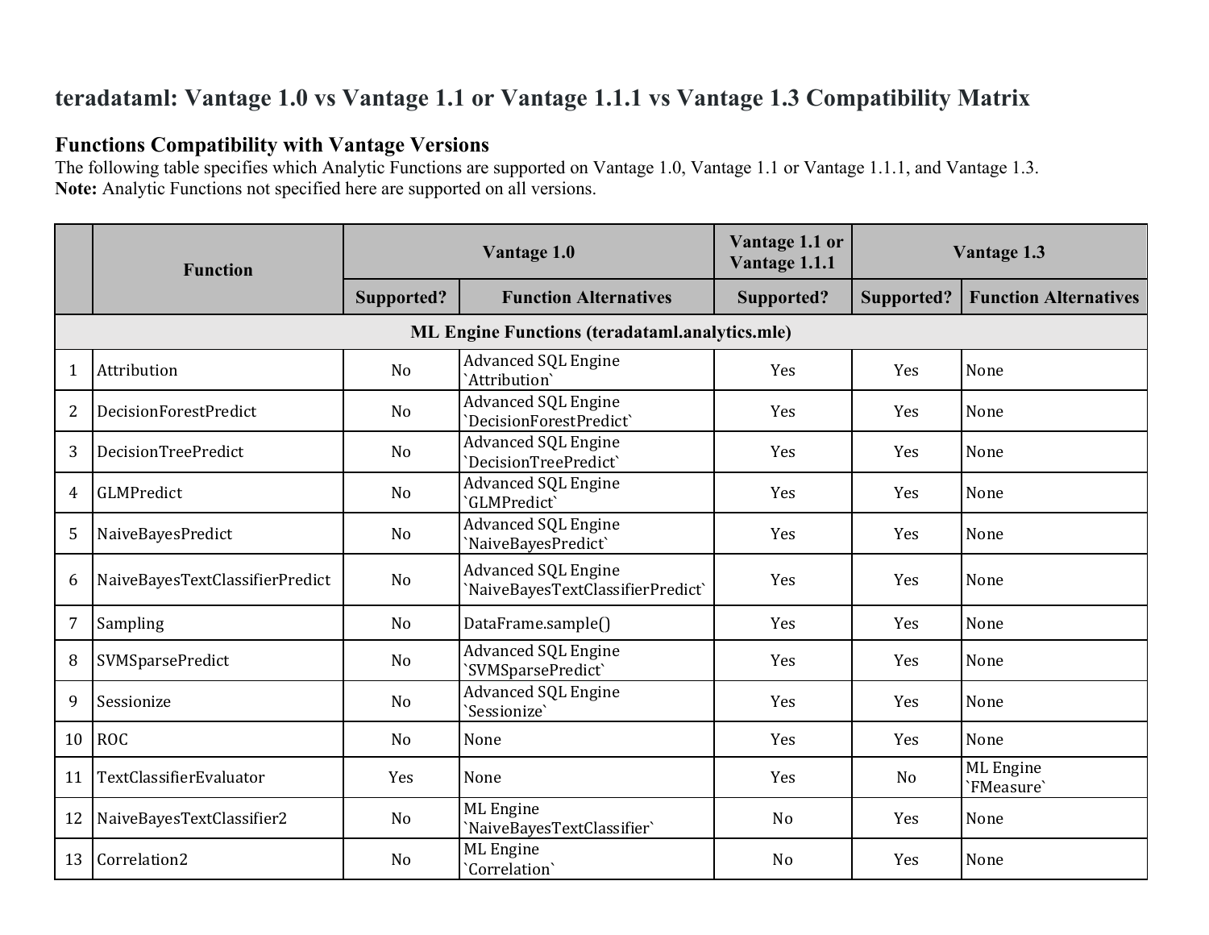# teradataml: Vantage 1.0 vs Vantage 1.1 or Vantage 1.1.1 vs Vantage 1.3 Compatibility Matrix

## Functions Compatibility with Vantage Versions

The following table specifies which Analytic Functions are supported on Vantage 1.0, Vantage 1.1 or Vantage 1.1.1, and Vantage 1.3.
**Note:** Analytic Functions not specified here are supported on all versions.

| | Function | Vantage 1.0 | | Vantage 1.1 or Vantage 1.1.1 | Vantage 1.3 | |
|---|---|---|---|---|---|---|
| | | Supported? | Function Alternatives | Supported? | Supported? | Function Alternatives |
| | **ML Engine Functions (teradataml.analytics.mle)** | | | | | |
| 1 | Attribution | No | Advanced SQL Engine `Attribution` | Yes | Yes | None |
| 2 | DecisionForestPredict | No | Advanced SQL Engine `DecisionForestPredict` | Yes | Yes | None |
| 3 | DecisionTreePredict | No | Advanced SQL Engine `DecisionTreePredict` | Yes | Yes | None |
| 4 | GLMPredict | No | Advanced SQL Engine `GLMPredict` | Yes | Yes | None |
| 5 | NaiveBayesPredict | No | Advanced SQL Engine `NaiveBayesPredict` | Yes | Yes | None |
| 6 | NaiveBayesTextClassifierPredict | No | Advanced SQL Engine `NaiveBayesTextClassifierPredict` | Yes | Yes | None |
| 7 | Sampling | No | DataFrame.sample() | Yes | Yes | None |
| 8 | SVMSparsePredict | No | Advanced SQL Engine `SVMSparsePredict` | Yes | Yes | None |
| 9 | Sessionize | No | Advanced SQL Engine `Sessionize` | Yes | Yes | None |
| 10 | ROC | No | None | Yes | Yes | None |
| 11 | TextClassifierEvaluator | Yes | None | Yes | No | ML Engine `FMeasure` |
| 12 | NaiveBayesTextClassifier2 | No | ML Engine `NaiveBayesTextClassifier` | No | Yes | None |
| 13 | Correlation2 | No | ML Engine `Correlation` | No | Yes | None |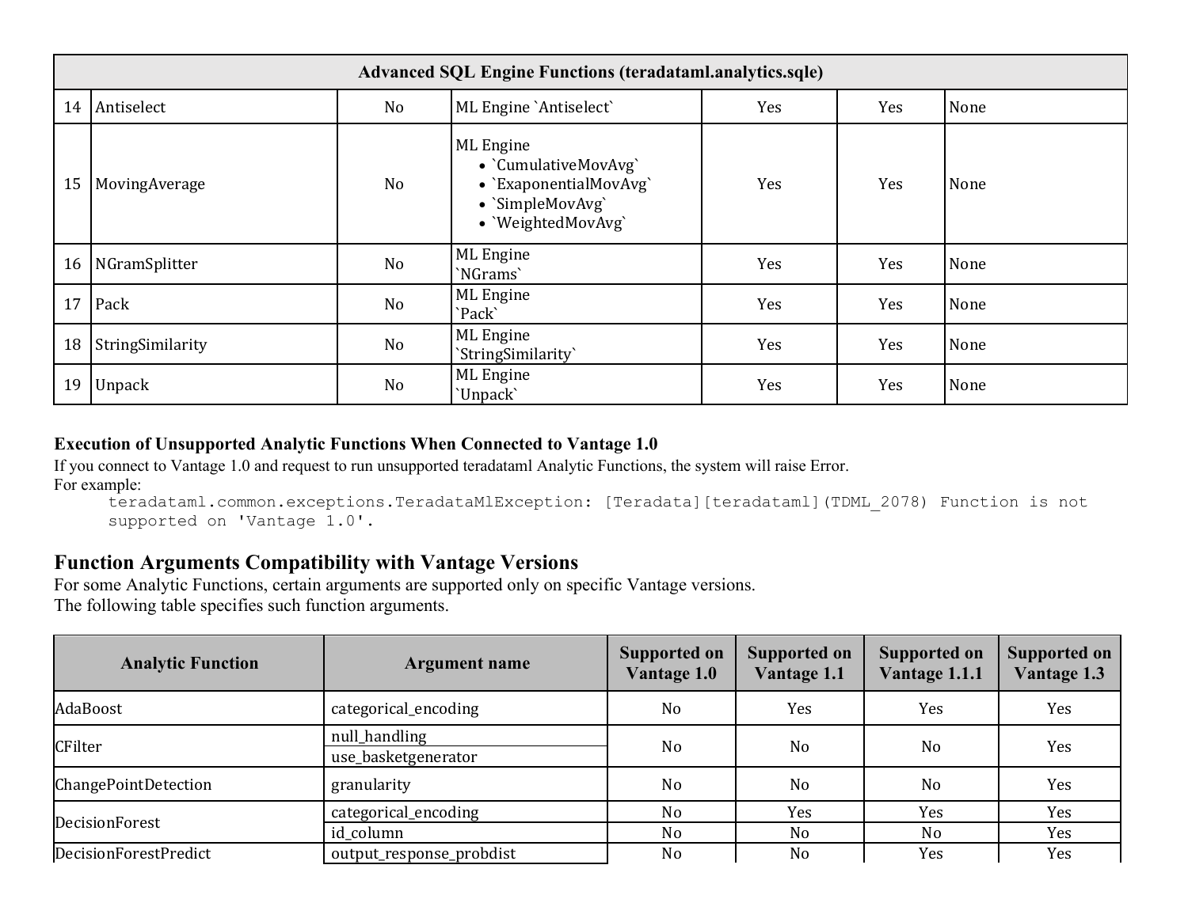| Advanced SQL Engine Functions (teradataml.analytics.sqle) | | | | | | |
|---|---|---|---|---|---|---|
| 14 | Antiselect | No | ML Engine `Antiselect` | Yes | Yes | None |
| 15 | MovingAverage | No | ML Engine<br>• `CumulativeMovAvg`<br>• `ExaponentialMovAvg`<br>• `SimpleMovAvg`<br>• `WeightedMovAvg` | Yes | Yes | None |
| 16 | NGramSplitter | No | ML Engine<br>`NGrams` | Yes | Yes | None |
| 17 | Pack | No | ML Engine<br>`Pack` | Yes | Yes | None |
| 18 | StringSimilarity | No | ML Engine<br>`StringSimilarity` | Yes | Yes | None |
| 19 | Unpack | No | ML Engine<br>`Unpack` | Yes | Yes | None |

**Execution of Unsupported Analytic Functions When Connected to Vantage 1.0**

If you connect to Vantage 1.0 and request to run unsupported teradataml Analytic Functions, the system will raise Error.
For example:

```
teradataml.common.exceptions.TeradataMlException: [Teradata][teradataml](TDML_2078) Function is not supported on 'Vantage 1.0'.
```

## Function Arguments Compatibility with Vantage Versions

For some Analytic Functions, certain arguments are supported only on specific Vantage versions.
The following table specifies such function arguments.

| Analytic Function | Argument name | Supported on Vantage 1.0 | Supported on Vantage 1.1 | Supported on Vantage 1.1.1 | Supported on Vantage 1.3 |
|---|---|---|---|---|---|
| AdaBoost | categorical_encoding | No | Yes | Yes | Yes |
| CFilter | null_handling<br>use_basketgenerator | No | No | No | Yes |
| ChangePointDetection | granularity | No | No | No | Yes |
| DecisionForest | categorical_encoding | No | Yes | Yes | Yes |
| | id_column | No | No | No | Yes |
| DecisionForestPredict | output_response_probdist | No | No | Yes | Yes |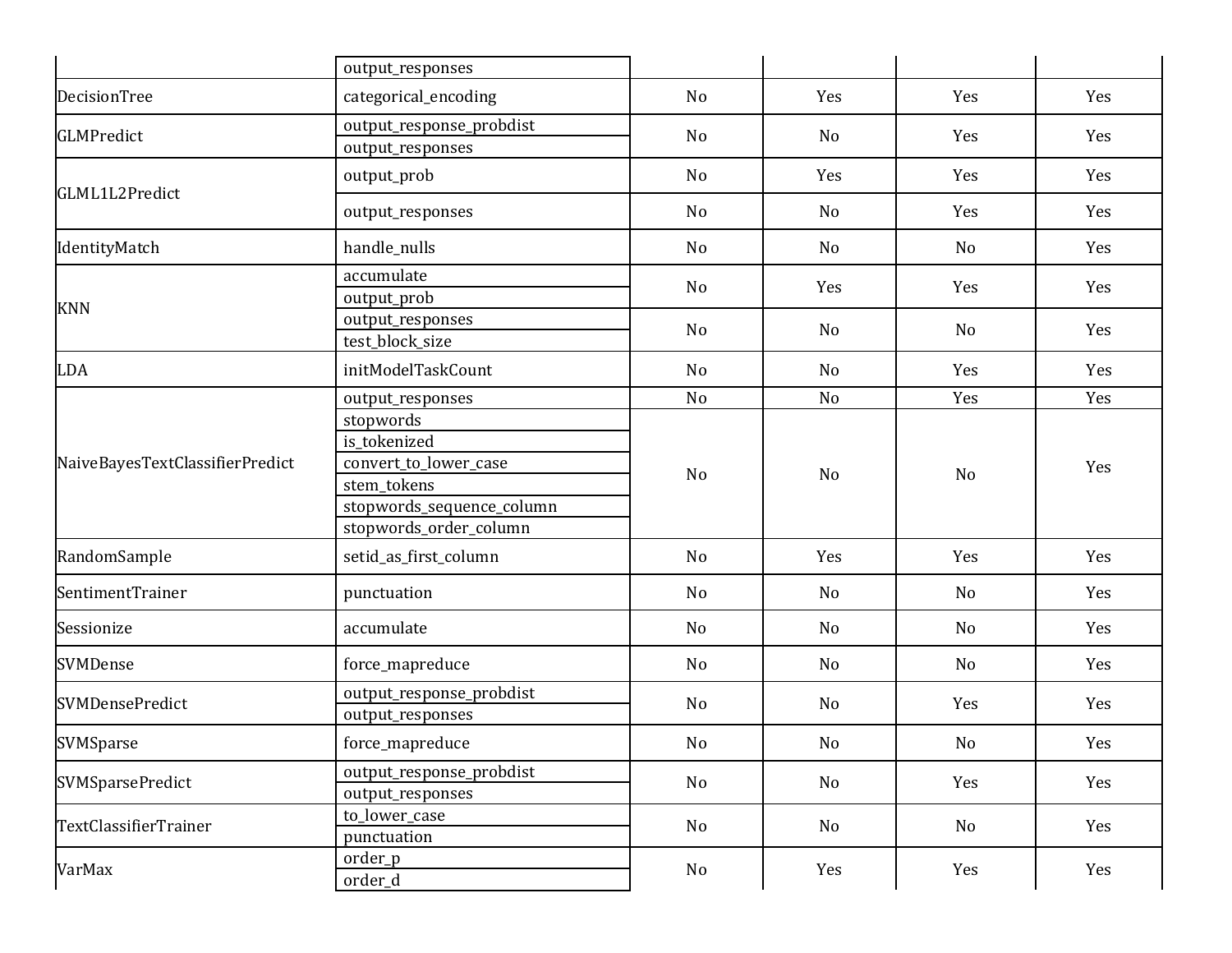| | | | | | |
|---|---|---|---|---|---|
| | output_responses | | | | |
| DecisionTree | categorical_encoding | No | Yes | Yes | Yes |
| GLMPredict | output_response_probdist | No | No | Yes | Yes |
| | output_responses | | | | |
| GLML1L2Predict | output_prob | No | Yes | Yes | Yes |
| | output_responses | No | No | Yes | Yes |
| IdentityMatch | handle_nulls | No | No | No | Yes |
| KNN | accumulate | No | Yes | Yes | Yes |
| | output_prob | | | | |
| | output_responses | No | No | No | Yes |
| | test_block_size | | | | |
| LDA | initModelTaskCount | No | No | Yes | Yes |
| NaiveBayesTextClassifierPredict | output_responses | No | No | Yes | Yes |
| | stopwords | No | No | No | Yes |
| | is_tokenized | | | | |
| | convert_to_lower_case | | | | |
| | stem_tokens | | | | |
| | stopwords_sequence_column | | | | |
| | stopwords_order_column | | | | |
| RandomSample | setid_as_first_column | No | Yes | Yes | Yes |
| SentimentTrainer | punctuation | No | No | No | Yes |
| Sessionize | accumulate | No | No | No | Yes |
| SVMDense | force_mapreduce | No | No | No | Yes |
| SVMDensePredict | output_response_probdist | No | No | Yes | Yes |
| | output_responses | | | | |
| SVMSparse | force_mapreduce | No | No | No | Yes |
| SVMSparsePredict | output_response_probdist | No | No | Yes | Yes |
| | output_responses | | | | |
| TextClassifierTrainer | to_lower_case | No | No | No | Yes |
| | punctuation | | | | |
| VarMax | order_p | No | Yes | Yes | Yes |
| | order_d | | | | |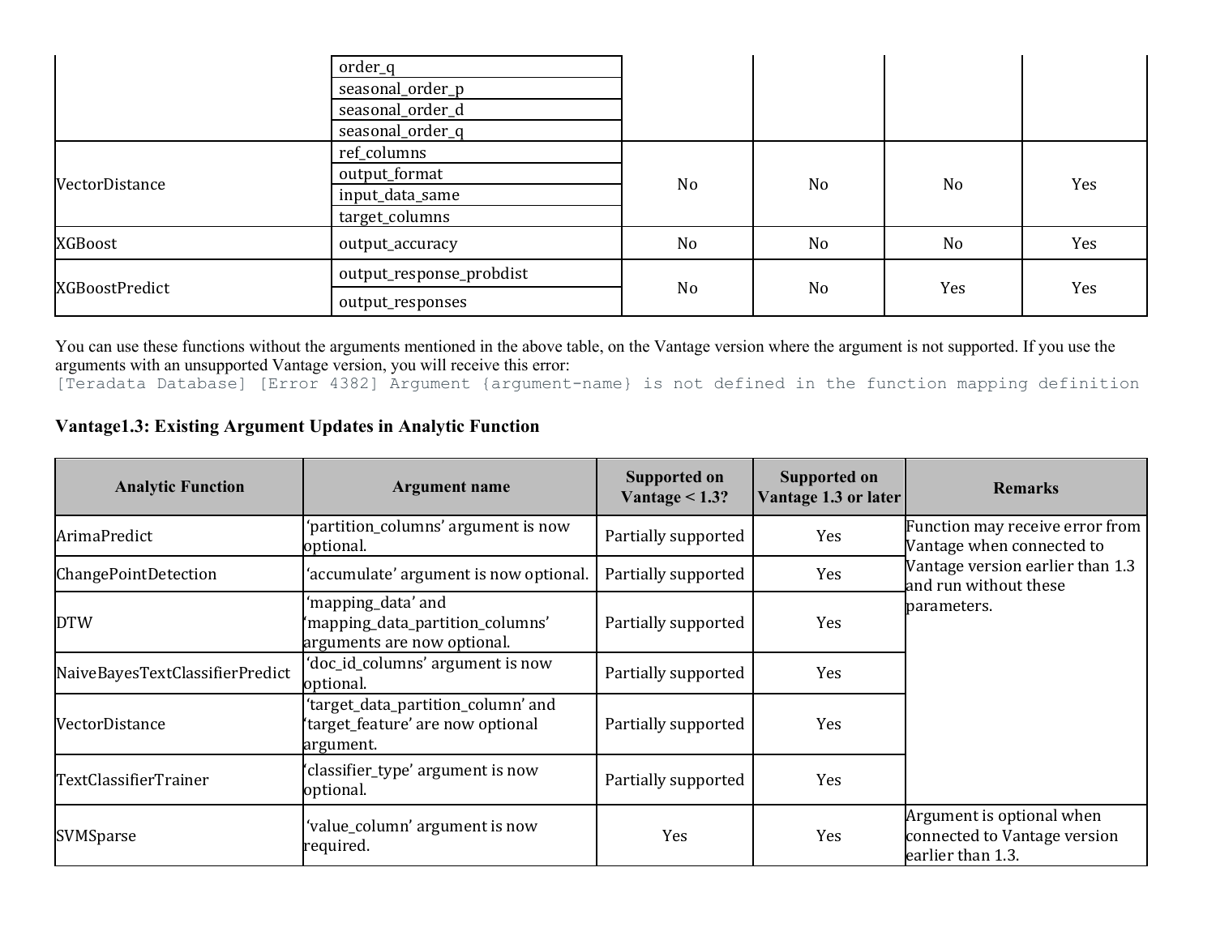| | order_q | | | | |
|---|---|---|---|---|---|
| | seasonal_order_p | | | | |
| | seasonal_order_d | | | | |
| | seasonal_order_q | | | | |
| VectorDistance | ref_columns | No | No | No | Yes |
| | output_format | | | | |
| | input_data_same | | | | |
| | target_columns | | | | |
| XGBoost | output_accuracy | No | No | No | Yes |
| XGBoostPredict | output_response_probdist | No | No | Yes | Yes |
| | output_responses | | | | |

You can use these functions without the arguments mentioned in the above table, on the Vantage version where the argument is not supported. If you use the arguments with an unsupported Vantage version, you will receive this error:

```
[Teradata Database] [Error 4382] Argument {argument-name} is not defined in the function mapping definition
```

### Vantage1.3: Existing Argument Updates in Analytic Function

| Analytic Function | Argument name | Supported on Vantage < 1.3? | Supported on Vantage 1.3 or later | Remarks |
|---|---|---|---|---|
| ArimaPredict | 'partition_columns' argument is now optional. | Partially supported | Yes | Function may receive error from Vantage when connected to Vantage version earlier than 1.3 and run without these parameters. |
| ChangePointDetection | 'accumulate' argument is now optional. | Partially supported | Yes | |
| DTW | 'mapping_data' and 'mapping_data_partition_columns' arguments are now optional. | Partially supported | Yes | |
| NaiveBayesTextClassifierPredict | 'doc_id_columns' argument is now optional. | Partially supported | Yes | |
| VectorDistance | 'target_data_partition_column' and 'target_feature' are now optional argument. | Partially supported | Yes | |
| TextClassifierTrainer | 'classifier_type' argument is now optional. | Partially supported | Yes | |
| SVMSparse | 'value_column' argument is now required. | Yes | Yes | Argument is optional when connected to Vantage version earlier than 1.3. |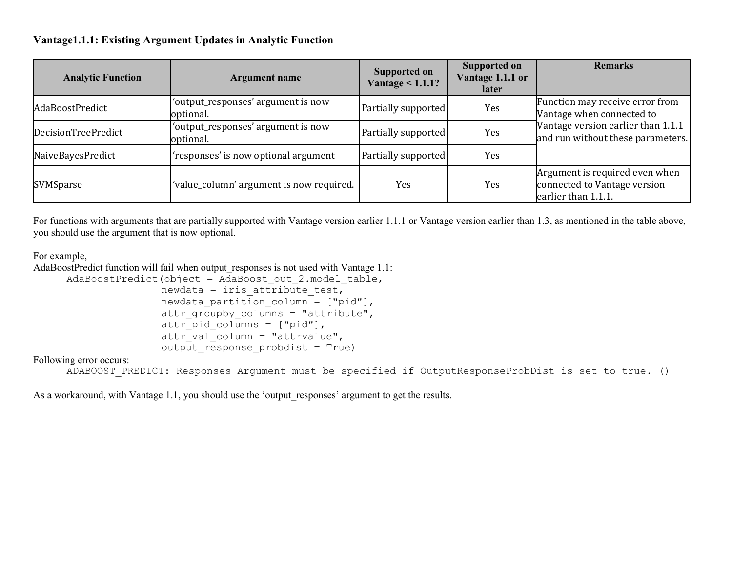### Vantage1.1.1: Existing Argument Updates in Analytic Function

| Analytic Function | Argument name | Supported on Vantage < 1.1.1? | Supported on Vantage 1.1.1 or later | Remarks |
|---|---|---|---|---|
| AdaBoostPredict | 'output_responses' argument is now optional. | Partially supported | Yes | Function may receive error from Vantage when connected to Vantage version earlier than 1.1.1 and run without these parameters. |
| DecisionTreePredict | 'output_responses' argument is now optional. | Partially supported | Yes | |
| NaiveBayesPredict | 'responses' is now optional argument | Partially supported | Yes | |
| SVMSparse | 'value_column' argument is now required. | Yes | Yes | Argument is required even when connected to Vantage version earlier than 1.1.1. |

For functions with arguments that are partially supported with Vantage version earlier 1.1.1 or Vantage version earlier than 1.3, as mentioned in the table above, you should use the argument that is now optional.

For example,
AdaBoostPredict function will fail when output_responses is not used with Vantage 1.1:

```
AdaBoostPredict(object = AdaBoost_out_2.model_table,
                newdata = iris_attribute_test,
                newdata_partition_column = ["pid"],
                attr_groupby_columns = "attribute",
                attr_pid_columns = ["pid"],
                attr_val_column = "attrvalue",
                output_response_probdist = True)
```

Following error occurs:

```
ADABOOST_PREDICT: Responses Argument must be specified if OutputResponseProbDist is set to true. ()
```

As a workaround, with Vantage 1.1, you should use the 'output_responses' argument to get the results.